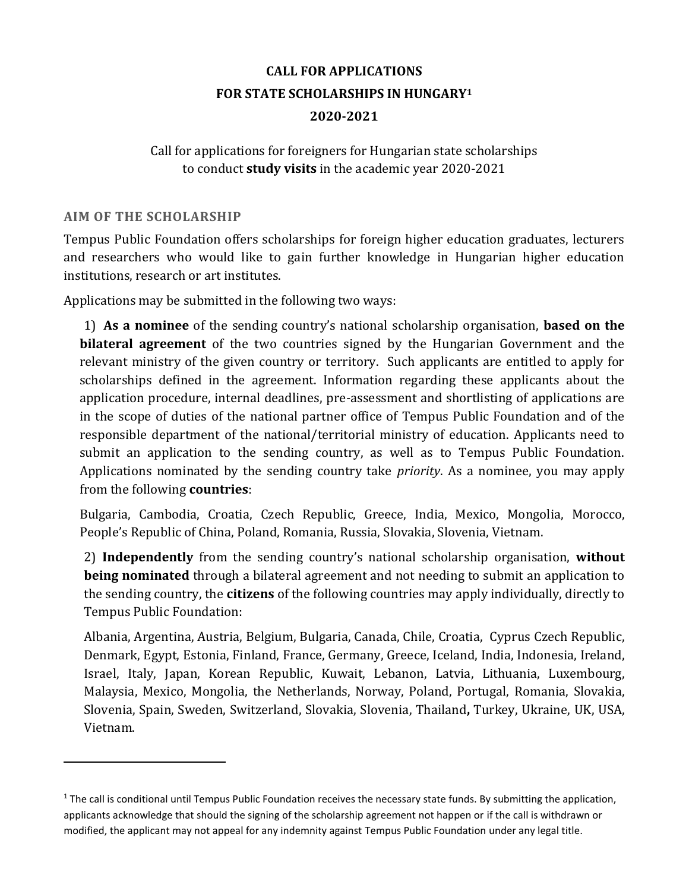# CALL FOR APPLICATIONS
# FOR STATE SCHOLARSHIPS IN HUNGARY[1]
# 2020-2021

Call for applications for foreigners for Hungarian state scholarships to conduct **study visits** in the academic year 2020-2021

## AIM OF THE SCHOLARSHIP

Tempus Public Foundation offers scholarships for foreign higher education graduates, lecturers and researchers who would like to gain further knowledge in Hungarian higher education institutions, research or art institutes.

Applications may be submitted in the following two ways:

1) **As a nominee** of the sending country's national scholarship organisation, **based on the bilateral agreement** of the two countries signed by the Hungarian Government and the relevant ministry of the given country or territory. Such applicants are entitled to apply for scholarships defined in the agreement. Information regarding these applicants about the application procedure, internal deadlines, pre-assessment and shortlisting of applications are in the scope of duties of the national partner office of Tempus Public Foundation and of the responsible department of the national/territorial ministry of education. Applicants need to submit an application to the sending country, as well as to Tempus Public Foundation. Applications nominated by the sending country take *priority*. As a nominee, you may apply from the following **countries**:

   Bulgaria, Cambodia, Croatia, Czech Republic, Greece, India, Mexico, Mongolia, Morocco, People's Republic of China, Poland, Romania, Russia, Slovakia, Slovenia, Vietnam.

2) **Independently** from the sending country's national scholarship organisation, **without being nominated** through a bilateral agreement and not needing to submit an application to the sending country, the **citizens** of the following countries may apply individually, directly to Tempus Public Foundation:

   Albania, Argentina, Austria, Belgium, Bulgaria, Canada, Chile, Croatia, Cyprus Czech Republic, Denmark, Egypt, Estonia, Finland, France, Germany, Greece, Iceland, India, Indonesia, Ireland, Israel, Italy, Japan, Korean Republic, Kuwait, Lebanon, Latvia, Lithuania, Luxembourg, Malaysia, Mexico, Mongolia, the Netherlands, Norway, Poland, Portugal, Romania, Slovakia, Slovenia, Spain, Sweden, Switzerland, Slovakia, Slovenia, Thailand**,** Turkey, Ukraine, UK, USA, Vietnam.

---

[1] The call is conditional until Tempus Public Foundation receives the necessary state funds. By submitting the application, applicants acknowledge that should the signing of the scholarship agreement not happen or if the call is withdrawn or modified, the applicant may not appeal for any indemnity against Tempus Public Foundation under any legal title.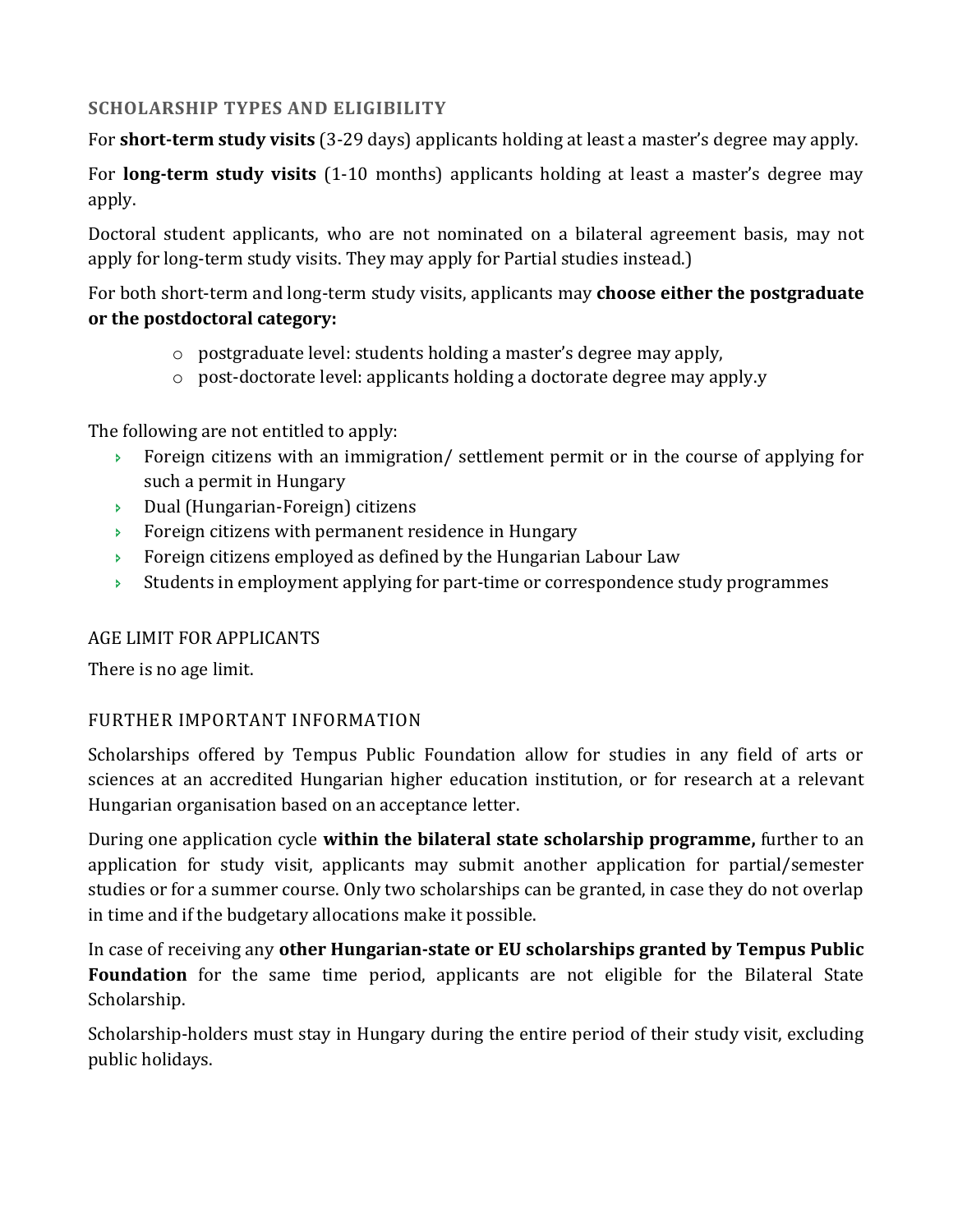### SCHOLARSHIP TYPES AND ELIGIBILITY

For **short-term study visits** (3-29 days) applicants holding at least a master's degree may apply.

For **long-term study visits** (1-10 months) applicants holding at least a master's degree may apply.

Doctoral student applicants, who are not nominated on a bilateral agreement basis, may not apply for long-term study visits. They may apply for Partial studies instead.)

For both short-term and long-term study visits, applicants may **choose either the postgraduate or the postdoctoral category:**

- postgraduate level: students holding a master's degree may apply,
- post-doctorate level: applicants holding a doctorate degree may apply.y

The following are not entitled to apply:

- Foreign citizens with an immigration/ settlement permit or in the course of applying for such a permit in Hungary
- Dual (Hungarian-Foreign) citizens
- Foreign citizens with permanent residence in Hungary
- Foreign citizens employed as defined by the Hungarian Labour Law
- Students in employment applying for part-time or correspondence study programmes

### AGE LIMIT FOR APPLICANTS

There is no age limit.

### FURTHER IMPORTANT INFORMATION

Scholarships offered by Tempus Public Foundation allow for studies in any field of arts or sciences at an accredited Hungarian higher education institution, or for research at a relevant Hungarian organisation based on an acceptance letter.

During one application cycle **within the bilateral state scholarship programme,** further to an application for study visit, applicants may submit another application for partial/semester studies or for a summer course. Only two scholarships can be granted, in case they do not overlap in time and if the budgetary allocations make it possible.

In case of receiving any **other Hungarian-state or EU scholarships granted by Tempus Public Foundation** for the same time period, applicants are not eligible for the Bilateral State Scholarship.

Scholarship-holders must stay in Hungary during the entire period of their study visit, excluding public holidays.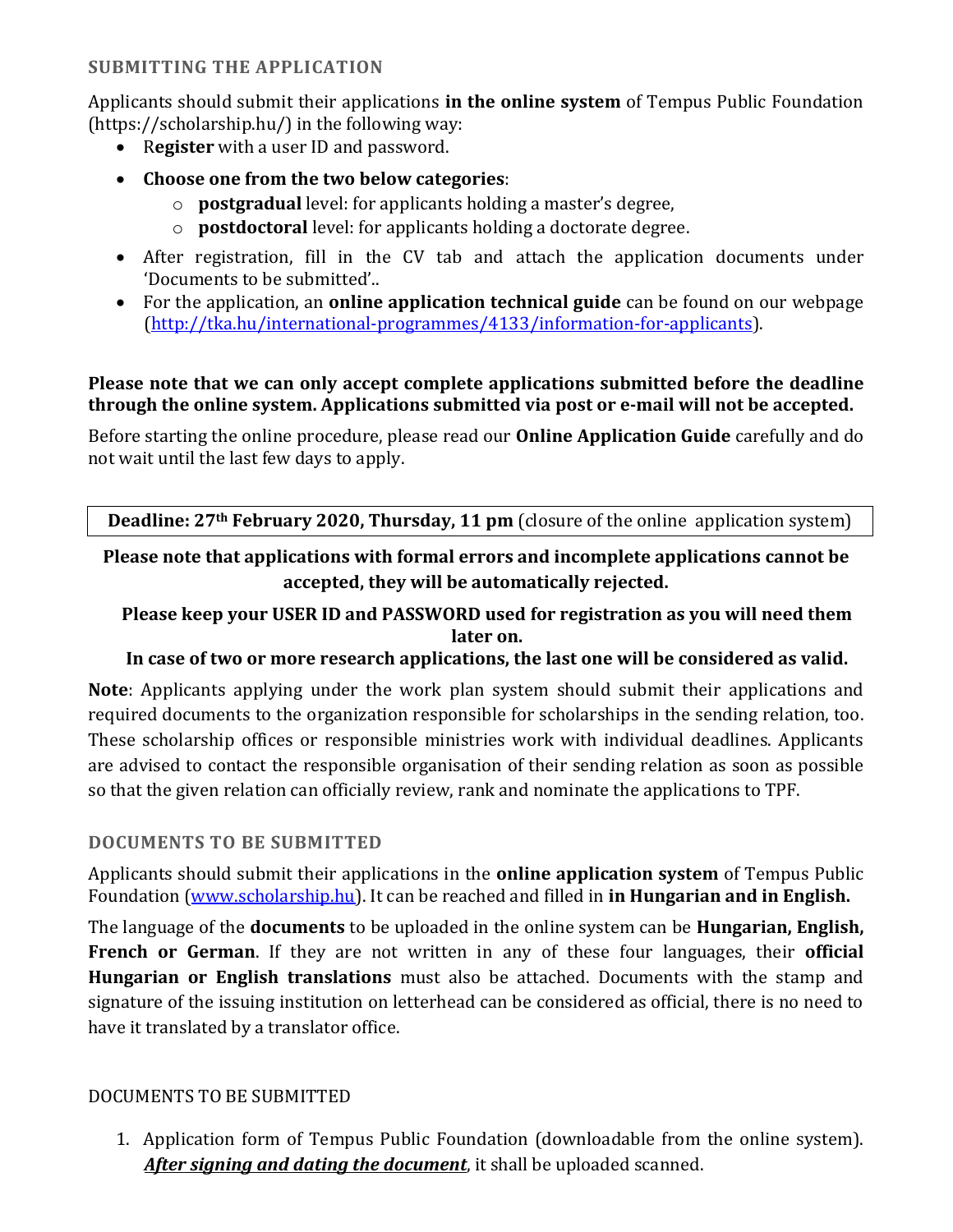## SUBMITTING THE APPLICATION

Applicants should submit their applications **in the online system** of Tempus Public Foundation (https://scholarship.hu/) in the following way:

- R**egister** with a user ID and password.
- **Choose one from the two below categories**:
  - **postgradual** level: for applicants holding a master's degree,
  - **postdoctoral** level: for applicants holding a doctorate degree.
- After registration, fill in the CV tab and attach the application documents under 'Documents to be submitted'..
- For the application, an **online application technical guide** can be found on our webpage (http://tka.hu/international-programmes/4133/information-for-applicants).

**Please note that we can only accept complete applications submitted before the deadline through the online system. Applications submitted via post or e-mail will not be accepted.**

Before starting the online procedure, please read our **Online Application Guide** carefully and do not wait until the last few days to apply.

| **Deadline: 27th February 2020, Thursday, 11 pm** (closure of the online application system) |
|---|

**Please note that applications with formal errors and incomplete applications cannot be accepted, they will be automatically rejected.**

**Please keep your USER ID and PASSWORD used for registration as you will need them later on.**

**In case of two or more research applications, the last one will be considered as valid.**

**Note**: Applicants applying under the work plan system should submit their applications and required documents to the organization responsible for scholarships in the sending relation, too. These scholarship offices or responsible ministries work with individual deadlines. Applicants are advised to contact the responsible organisation of their sending relation as soon as possible so that the given relation can officially review, rank and nominate the applications to TPF.

## DOCUMENTS TO BE SUBMITTED

Applicants should submit their applications in the **online application system** of Tempus Public Foundation (www.scholarship.hu). It can be reached and filled in **in Hungarian and in English.**

The language of the **documents** to be uploaded in the online system can be **Hungarian, English, French or German**. If they are not written in any of these four languages, their **official Hungarian or English translations** must also be attached. Documents with the stamp and signature of the issuing institution on letterhead can be considered as official, there is no need to have it translated by a translator office.

DOCUMENTS TO BE SUBMITTED

1. Application form of Tempus Public Foundation (downloadable from the online system). ***After signing and dating the document***, it shall be uploaded scanned.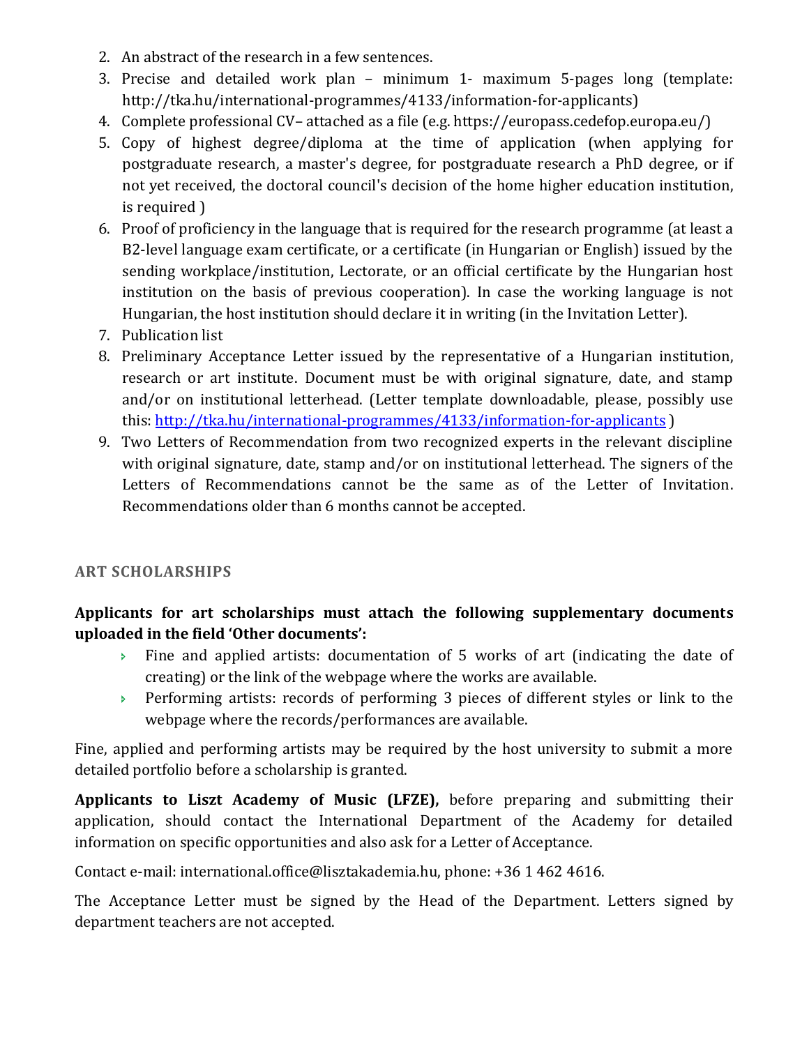2. An abstract of the research in a few sentences.
3. Precise and detailed work plan – minimum 1- maximum 5-pages long (template: http://tka.hu/international-programmes/4133/information-for-applicants)
4. Complete professional CV– attached as a file (e.g. https://europass.cedefop.europa.eu/)
5. Copy of highest degree/diploma at the time of application (when applying for postgraduate research, a master's degree, for postgraduate research a PhD degree, or if not yet received, the doctoral council's decision of the home higher education institution, is required )
6. Proof of proficiency in the language that is required for the research programme (at least a B2-level language exam certificate, or a certificate (in Hungarian or English) issued by the sending workplace/institution, Lectorate, or an official certificate by the Hungarian host institution on the basis of previous cooperation). In case the working language is not Hungarian, the host institution should declare it in writing (in the Invitation Letter).
7. Publication list
8. Preliminary Acceptance Letter issued by the representative of a Hungarian institution, research or art institute. Document must be with original signature, date, and stamp and/or on institutional letterhead. (Letter template downloadable, please, possibly use this: http://tka.hu/international-programmes/4133/information-for-applicants )
9. Two Letters of Recommendation from two recognized experts in the relevant discipline with original signature, date, stamp and/or on institutional letterhead. The signers of the Letters of Recommendations cannot be the same as of the Letter of Invitation. Recommendations older than 6 months cannot be accepted.

### ART SCHOLARSHIPS

**Applicants for art scholarships must attach the following supplementary documents uploaded in the field 'Other documents':**

- Fine and applied artists: documentation of 5 works of art (indicating the date of creating) or the link of the webpage where the works are available.
- Performing artists: records of performing 3 pieces of different styles or link to the webpage where the records/performances are available.

Fine, applied and performing artists may be required by the host university to submit a more detailed portfolio before a scholarship is granted.

**Applicants to Liszt Academy of Music (LFZE),** before preparing and submitting their application, should contact the International Department of the Academy for detailed information on specific opportunities and also ask for a Letter of Acceptance.

Contact e-mail: international.office@lisztakademia.hu, phone: +36 1 462 4616.

The Acceptance Letter must be signed by the Head of the Department. Letters signed by department teachers are not accepted.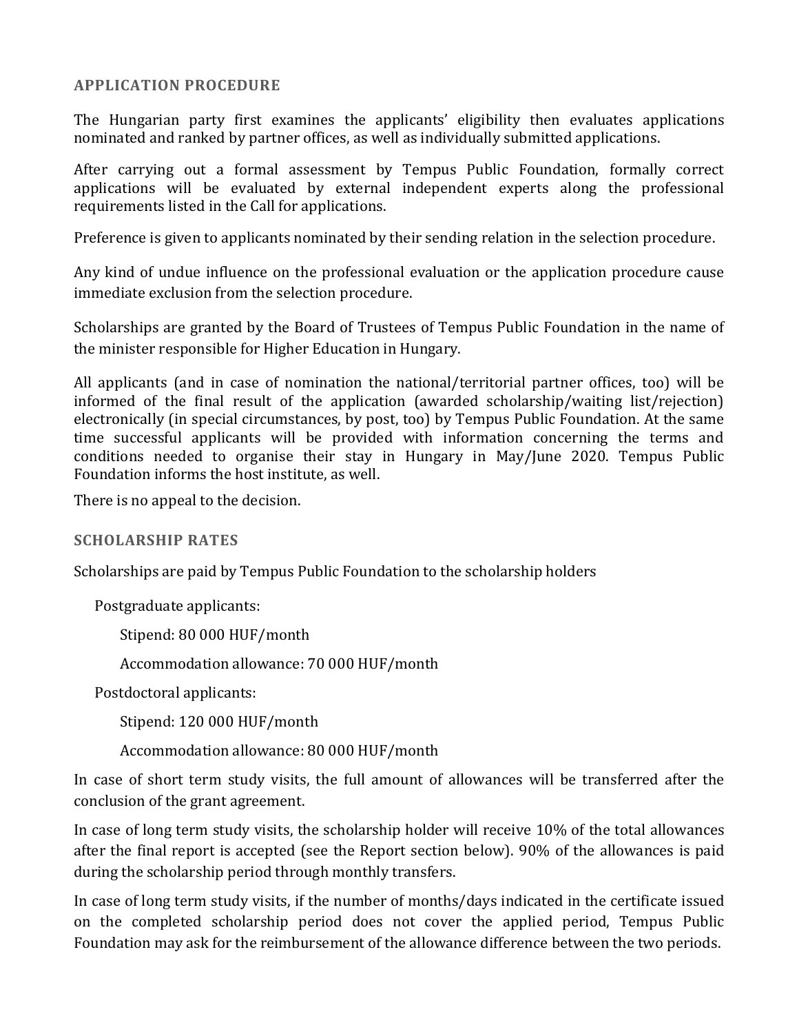## APPLICATION PROCEDURE

The Hungarian party first examines the applicants' eligibility then evaluates applications nominated and ranked by partner offices, as well as individually submitted applications.

After carrying out a formal assessment by Tempus Public Foundation, formally correct applications will be evaluated by external independent experts along the professional requirements listed in the Call for applications.

Preference is given to applicants nominated by their sending relation in the selection procedure.

Any kind of undue influence on the professional evaluation or the application procedure cause immediate exclusion from the selection procedure.

Scholarships are granted by the Board of Trustees of Tempus Public Foundation in the name of the minister responsible for Higher Education in Hungary.

All applicants (and in case of nomination the national/territorial partner offices, too) will be informed of the final result of the application (awarded scholarship/waiting list/rejection) electronically (in special circumstances, by post, too) by Tempus Public Foundation. At the same time successful applicants will be provided with information concerning the terms and conditions needed to organise their stay in Hungary in May/June 2020. Tempus Public Foundation informs the host institute, as well.

There is no appeal to the decision.

## SCHOLARSHIP RATES

Scholarships are paid by Tempus Public Foundation to the scholarship holders

Postgraduate applicants:

- Stipend: 80 000 HUF/month
- Accommodation allowance: 70 000 HUF/month

Postdoctoral applicants:

- Stipend: 120 000 HUF/month
- Accommodation allowance: 80 000 HUF/month

In case of short term study visits, the full amount of allowances will be transferred after the conclusion of the grant agreement.

In case of long term study visits, the scholarship holder will receive 10% of the total allowances after the final report is accepted (see the Report section below). 90% of the allowances is paid during the scholarship period through monthly transfers.

In case of long term study visits, if the number of months/days indicated in the certificate issued on the completed scholarship period does not cover the applied period, Tempus Public Foundation may ask for the reimbursement of the allowance difference between the two periods.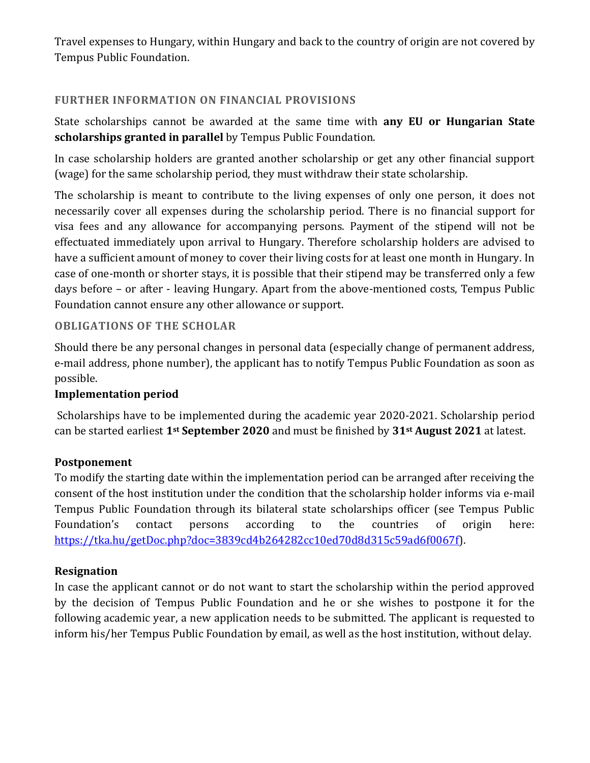Travel expenses to Hungary, within Hungary and back to the country of origin are not covered by Tempus Public Foundation.

## FURTHER INFORMATION ON FINANCIAL PROVISIONS

State scholarships cannot be awarded at the same time with **any EU or Hungarian State scholarships granted in parallel** by Tempus Public Foundation.

In case scholarship holders are granted another scholarship or get any other financial support (wage) for the same scholarship period, they must withdraw their state scholarship.

The scholarship is meant to contribute to the living expenses of only one person, it does not necessarily cover all expenses during the scholarship period. There is no financial support for visa fees and any allowance for accompanying persons. Payment of the stipend will not be effectuated immediately upon arrival to Hungary. Therefore scholarship holders are advised to have a sufficient amount of money to cover their living costs for at least one month in Hungary. In case of one-month or shorter stays, it is possible that their stipend may be transferred only a few days before – or after - leaving Hungary. Apart from the above-mentioned costs, Tempus Public Foundation cannot ensure any other allowance or support.

## OBLIGATIONS OF THE SCHOLAR

Should there be any personal changes in personal data (especially change of permanent address, e-mail address, phone number), the applicant has to notify Tempus Public Foundation as soon as possible.

### Implementation period

Scholarships have to be implemented during the academic year 2020-2021. Scholarship period can be started earliest **1st September 2020** and must be finished by **31st August 2021** at latest.

### Postponement

To modify the starting date within the implementation period can be arranged after receiving the consent of the host institution under the condition that the scholarship holder informs via e-mail Tempus Public Foundation through its bilateral state scholarships officer (see Tempus Public Foundation's contact persons according to the countries of origin here: https://tka.hu/getDoc.php?doc=3839cd4b264282cc10ed70d8d315c59ad6f0067f).

### Resignation

In case the applicant cannot or do not want to start the scholarship within the period approved by the decision of Tempus Public Foundation and he or she wishes to postpone it for the following academic year, a new application needs to be submitted. The applicant is requested to inform his/her Tempus Public Foundation by email, as well as the host institution, without delay.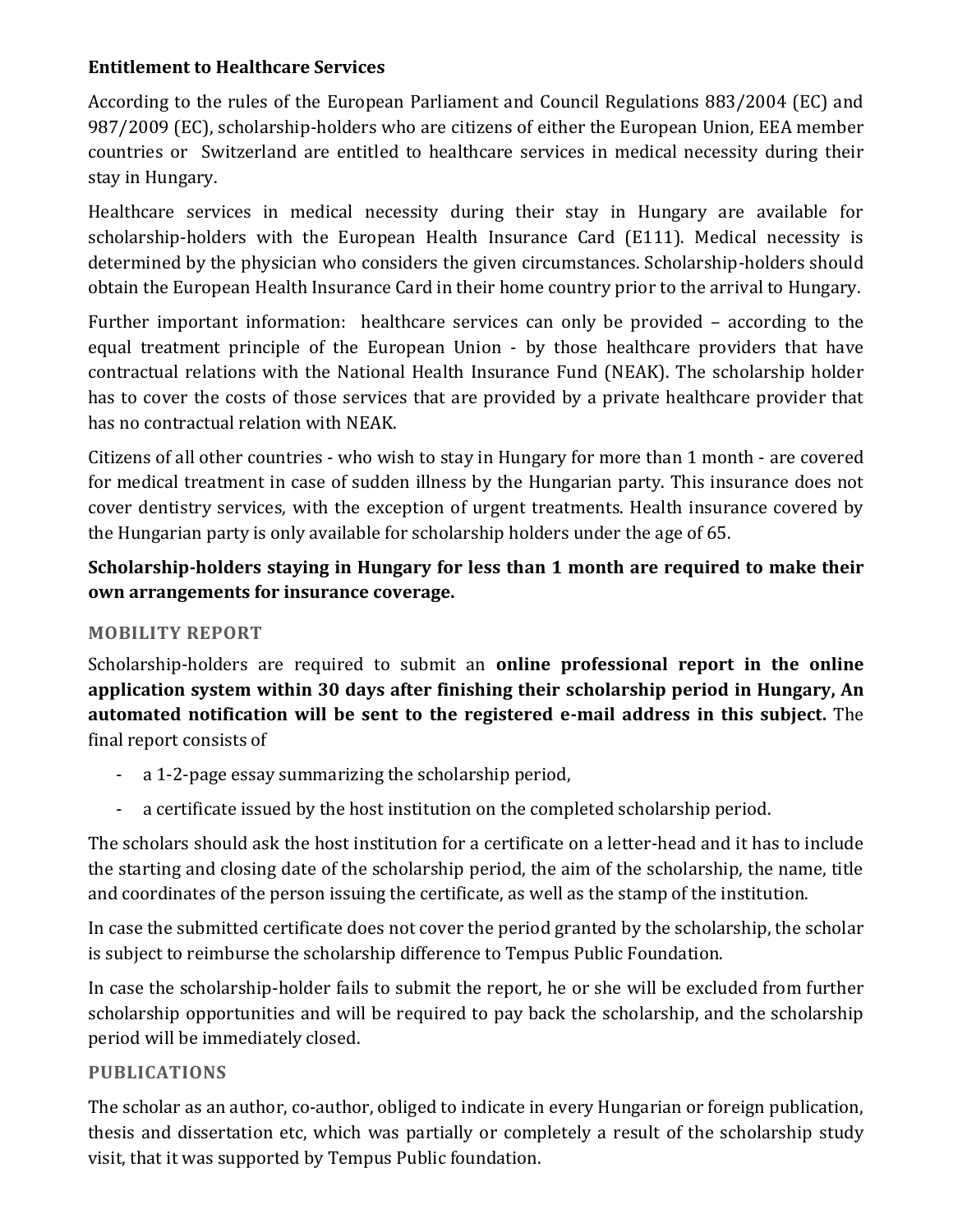**Entitlement to Healthcare Services**

According to the rules of the European Parliament and Council Regulations 883/2004 (EC) and 987/2009 (EC), scholarship-holders who are citizens of either the European Union, EEA member countries or Switzerland are entitled to healthcare services in medical necessity during their stay in Hungary.

Healthcare services in medical necessity during their stay in Hungary are available for scholarship-holders with the European Health Insurance Card (E111). Medical necessity is determined by the physician who considers the given circumstances. Scholarship-holders should obtain the European Health Insurance Card in their home country prior to the arrival to Hungary.

Further important information: healthcare services can only be provided – according to the equal treatment principle of the European Union - by those healthcare providers that have contractual relations with the National Health Insurance Fund (NEAK). The scholarship holder has to cover the costs of those services that are provided by a private healthcare provider that has no contractual relation with NEAK.

Citizens of all other countries - who wish to stay in Hungary for more than 1 month - are covered for medical treatment in case of sudden illness by the Hungarian party. This insurance does not cover dentistry services, with the exception of urgent treatments. Health insurance covered by the Hungarian party is only available for scholarship holders under the age of 65.

**Scholarship-holders staying in Hungary for less than 1 month are required to make their own arrangements for insurance coverage.**

## MOBILITY REPORT

Scholarship-holders are required to submit an **online professional report in the online application system within 30 days after finishing their scholarship period in Hungary, An automated notification will be sent to the registered e-mail address in this subject.** The final report consists of

- a 1-2-page essay summarizing the scholarship period,
- a certificate issued by the host institution on the completed scholarship period.

The scholars should ask the host institution for a certificate on a letter-head and it has to include the starting and closing date of the scholarship period, the aim of the scholarship, the name, title and coordinates of the person issuing the certificate, as well as the stamp of the institution.

In case the submitted certificate does not cover the period granted by the scholarship, the scholar is subject to reimburse the scholarship difference to Tempus Public Foundation.

In case the scholarship-holder fails to submit the report, he or she will be excluded from further scholarship opportunities and will be required to pay back the scholarship, and the scholarship period will be immediately closed.

## PUBLICATIONS

The scholar as an author, co-author, obliged to indicate in every Hungarian or foreign publication, thesis and dissertation etc, which was partially or completely a result of the scholarship study visit, that it was supported by Tempus Public foundation.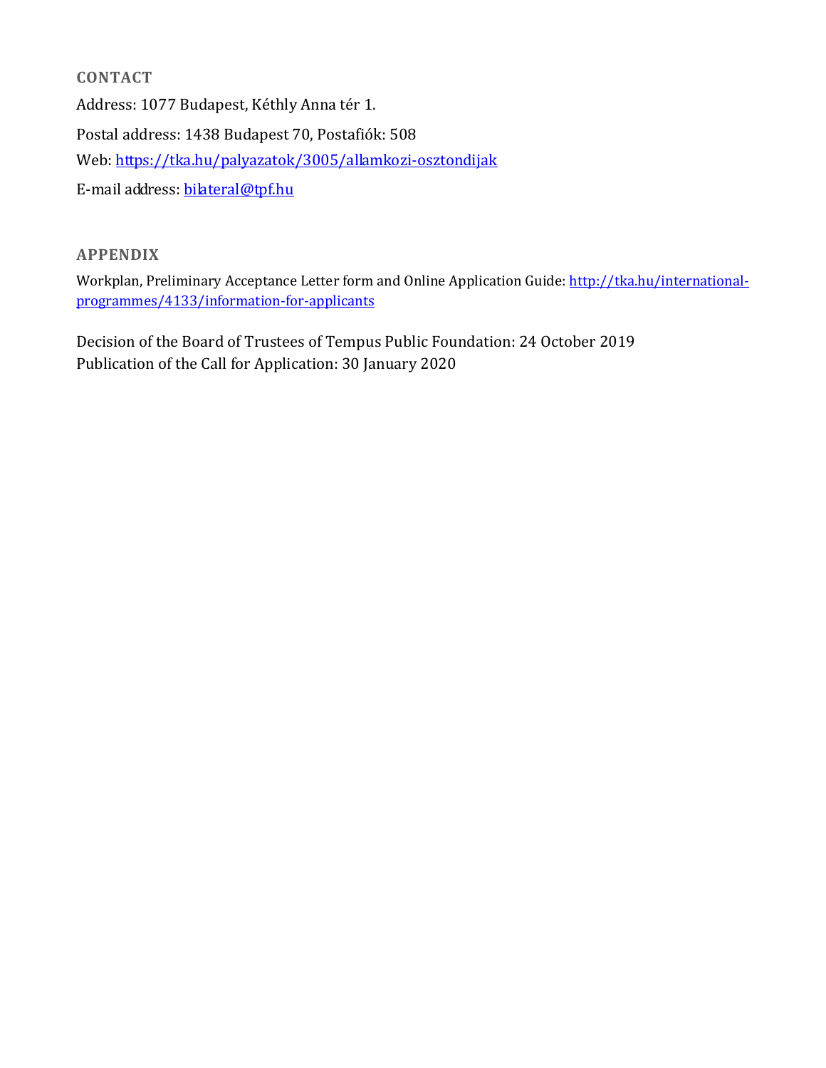## CONTACT

Address: 1077 Budapest, Kéthly Anna tér 1.

Postal address: 1438 Budapest 70, Postafiók: 508

Web: https://tka.hu/palyazatok/3005/allamkozi-osztondijak

E-mail address: bilateral@tpf.hu

## APPENDIX

Workplan, Preliminary Acceptance Letter form and Online Application Guide: http://tka.hu/international-programmes/4133/information-for-applicants

Decision of the Board of Trustees of Tempus Public Foundation: 24 October 2019
Publication of the Call for Application: 30 January 2020